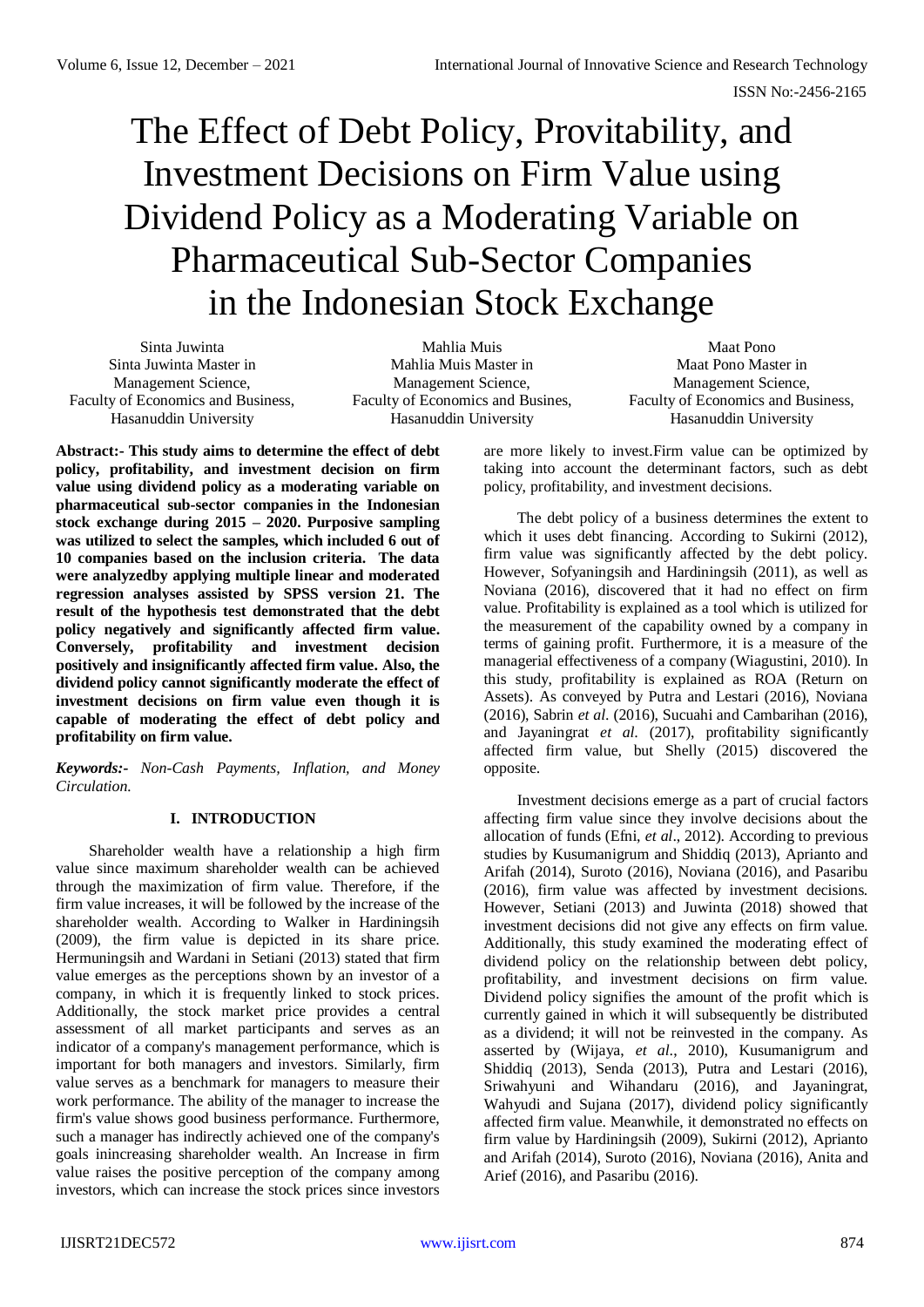# The Effect of Debt Policy, Provitability, and Investment Decisions on Firm Value using Dividend Policy as a Moderating Variable on Pharmaceutical Sub-Sector Companies in the Indonesian Stock Exchange

Sinta Juwinta
Sinta Juwinta Master in Management Science,
Faculty of Economics and Business,
Hasanuddin University

Mahlia Muis
Mahlia Muis Master in Management Science,
Faculty of Economics and Busines,
Hasanuddin University

Maat Pono
Maat Pono Master in Management Science,
Faculty of Economics and Business,
Hasanuddin University

**Abstract:- This study aims to determine the effect of debt policy, profitability, and investment decision on firm value using dividend policy as a moderating variable on pharmaceutical sub-sector companies in the Indonesian stock exchange during 2015 – 2020. Purposive sampling was utilized to select the samples, which included 6 out of 10 companies based on the inclusion criteria. The data were analyzedby applying multiple linear and moderated regression analyses assisted by SPSS version 21. The result of the hypothesis test demonstrated that the debt policy negatively and significantly affected firm value. Conversely, profitability and investment decision positively and insignificantly affected firm value. Also, the dividend policy cannot significantly moderate the effect of investment decisions on firm value even though it is capable of moderating the effect of debt policy and profitability on firm value.**

***Keywords:-*** *Non-Cash Payments, Inflation, and Money Circulation.*

## I. INTRODUCTION

Shareholder wealth have a relationship a high firm value since maximum shareholder wealth can be achieved through the maximization of firm value. Therefore, if the firm value increases, it will be followed by the increase of the shareholder wealth. According to Walker in Hardiningsih (2009), the firm value is depicted in its share price. Hermuningsih and Wardani in Setiani (2013) stated that firm value emerges as the perceptions shown by an investor of a company, in which it is frequently linked to stock prices. Additionally, the stock market price provides a central assessment of all market participants and serves as an indicator of a company's management performance, which is important for both managers and investors. Similarly, firm value serves as a benchmark for managers to measure their work performance. The ability of the manager to increase the firm's value shows good business performance. Furthermore, such a manager has indirectly achieved one of the company's goals inincreasing shareholder wealth. An Increase in firm value raises the positive perception of the company among investors, which can increase the stock prices since investors are more likely to invest.Firm value can be optimized by taking into account the determinant factors, such as debt policy, profitability, and investment decisions.

The debt policy of a business determines the extent to which it uses debt financing. According to Sukirni (2012), firm value was significantly affected by the debt policy. However, Sofyaningsih and Hardiningsih (2011), as well as Noviana (2016), discovered that it had no effect on firm value. Profitability is explained as a tool which is utilized for the measurement of the capability owned by a company in terms of gaining profit. Furthermore, it is a measure of the managerial effectiveness of a company (Wiagustini, 2010). In this study, profitability is explained as ROA (Return on Assets). As conveyed by Putra and Lestari (2016), Noviana (2016), Sabrin *et al*. (2016), Sucuahi and Cambarihan (2016), and Jayaningrat *et al*. (2017), profitability significantly affected firm value, but Shelly (2015) discovered the opposite.

Investment decisions emerge as a part of crucial factors affecting firm value since they involve decisions about the allocation of funds (Efni, *et al*., 2012). According to previous studies by Kusumanigrum and Shiddiq (2013), Aprianto and Arifah (2014), Suroto (2016), Noviana (2016), and Pasaribu (2016), firm value was affected by investment decisions. However, Setiani (2013) and Juwinta (2018) showed that investment decisions did not give any effects on firm value. Additionally, this study examined the moderating effect of dividend policy on the relationship between debt policy, profitability, and investment decisions on firm value. Dividend policy signifies the amount of the profit which is currently gained in which it will subsequently be distributed as a dividend; it will not be reinvested in the company. As asserted by (Wijaya, *et al*., 2010), Kusumanigrum and Shiddiq (2013), Senda (2013), Putra and Lestari (2016), Sriwahyuni and Wihandaru (2016), and Jayaningrat, Wahyudi and Sujana (2017), dividend policy significantly affected firm value. Meanwhile, it demonstrated no effects on firm value by Hardiningsih (2009), Sukirni (2012), Aprianto and Arifah (2014), Suroto (2016), Noviana (2016), Anita and Arief (2016), and Pasaribu (2016).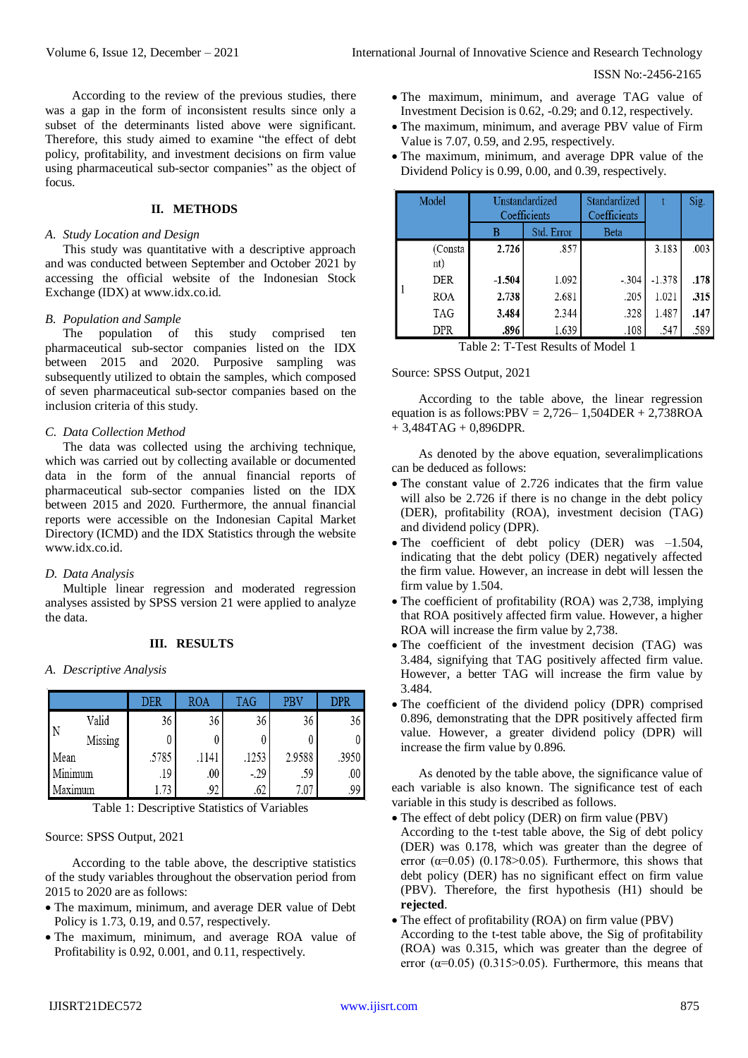According to the review of the previous studies, there was a gap in the form of inconsistent results since only a subset of the determinants listed above were significant. Therefore, this study aimed to examine "the effect of debt policy, profitability, and investment decisions on firm value using pharmaceutical sub-sector companies" as the object of focus.

## II. METHODS

### A. Study Location and Design

This study was quantitative with a descriptive approach and was conducted between September and October 2021 by accessing the official website of the Indonesian Stock Exchange (IDX) at www.idx.co.id.

### B. Population and Sample

The population of this study comprised ten pharmaceutical sub-sector companies listed on the IDX between 2015 and 2020. Purposive sampling was subsequently utilized to obtain the samples, which composed of seven pharmaceutical sub-sector companies based on the inclusion criteria of this study.

### C. Data Collection Method

The data was collected using the archiving technique, which was carried out by collecting available or documented data in the form of the annual financial reports of pharmaceutical sub-sector companies listed on the IDX between 2015 and 2020. Furthermore, the annual financial reports were accessible on the Indonesian Capital Market Directory (ICMD) and the IDX Statistics through the website www.idx.co.id.

### D. Data Analysis

Multiple linear regression and moderated regression analyses assisted by SPSS version 21 were applied to analyze the data.

## III. RESULTS

### A. Descriptive Analysis

| | | DER | ROA | TAG | PBV | DPR |
|---|---|---|---|---|---|---|
| N | Valid | 36 | 36 | 36 | 36 | 36 |
| | Missing | 0 | 0 | 0 | 0 | 0 |
| Mean | | .5785 | .1141 | .1253 | 2.9588 | .3950 |
| Minimum | | .19 | .00 | -.29 | .59 | .00 |
| Maximum | | 1.73 | .92 | .62 | 7.07 | .99 |

Table 1: Descriptive Statistics of Variables

Source: SPSS Output, 2021

According to the table above, the descriptive statistics of the study variables throughout the observation period from 2015 to 2020 are as follows:

- The maximum, minimum, and average DER value of Debt Policy is 1.73, 0.19, and 0.57, respectively.
- The maximum, minimum, and average ROA value of Profitability is 0.92, 0.001, and 0.11, respectively.
- The maximum, minimum, and average TAG value of Investment Decision is 0.62, -0.29; and 0.12, respectively.
- The maximum, minimum, and average PBV value of Firm Value is 7.07, 0.59, and 2.95, respectively.
- The maximum, minimum, and average DPR value of the Dividend Policy is 0.99, 0.00, and 0.39, respectively.

| Model | | Unstandardized Coefficients | | Standardized Coefficients | t | Sig. |
|---|---|---|---|---|---|---|
| | | B | Std. Error | Beta | | |
| 1 | (Constant) | **2.726** | .857 | | 3.183 | .003 |
| | DER | **-1.504** | 1.092 | -.304 | -1.378 | **.178** |
| | ROA | **2.738** | 2.681 | .205 | 1.021 | **.315** |
| | TAG | **3.484** | 2.344 | .328 | 1.487 | **.147** |
| | DPR | **.896** | 1.639 | .108 | .547 | .589 |

Table 2: T-Test Results of Model 1

Source: SPSS Output, 2021

According to the table above, the linear regression equation is as follows:PBV = 2,726– 1,504DER + 2,738ROA + 3,484TAG + 0,896DPR.

As denoted by the above equation, severalimplications can be deduced as follows:

- The constant value of 2.726 indicates that the firm value will also be 2.726 if there is no change in the debt policy (DER), profitability (ROA), investment decision (TAG) and dividend policy (DPR).
- The coefficient of debt policy (DER) was –1.504, indicating that the debt policy (DER) negatively affected the firm value. However, an increase in debt will lessen the firm value by 1.504.
- The coefficient of profitability (ROA) was 2,738, implying that ROA positively affected firm value. However, a higher ROA will increase the firm value by 2,738.
- The coefficient of the investment decision (TAG) was 3.484, signifying that TAG positively affected firm value. However, a better TAG will increase the firm value by 3.484.
- The coefficient of the dividend policy (DPR) comprised 0.896, demonstrating that the DPR positively affected firm value. However, a greater dividend policy (DPR) will increase the firm value by 0.896.

As denoted by the table above, the significance value of each variable is also known. The significance test of each variable in this study is described as follows.

- The effect of debt policy (DER) on firm value (PBV)
  According to the t-test table above, the Sig of debt policy (DER) was 0.178, which was greater than the degree of error ($\alpha$=0.05) (0.178>0.05). Furthermore, this shows that debt policy (DER) has no significant effect on firm value (PBV). Therefore, the first hypothesis (H1) should be **rejected**.
- The effect of profitability (ROA) on firm value (PBV)
  According to the t-test table above, the Sig of profitability (ROA) was 0.315, which was greater than the degree of error ($\alpha$=0.05) (0.315>0.05). Furthermore, this means that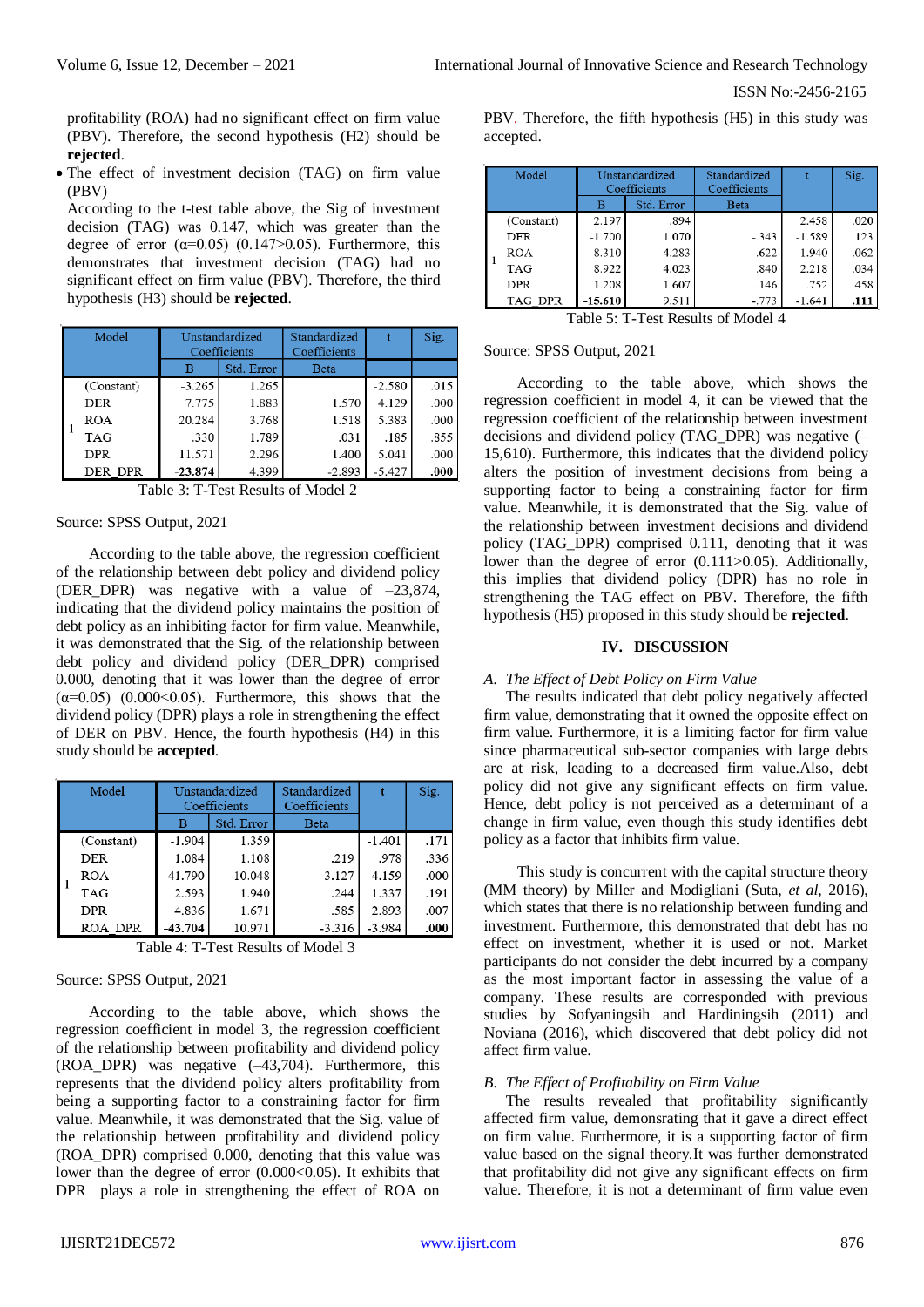profitability (ROA) had no significant effect on firm value (PBV). Therefore, the second hypothesis (H2) should be **rejected**.

- The effect of investment decision (TAG) on firm value (PBV)

  According to the t-test table above, the Sig of investment decision (TAG) was 0.147, which was greater than the degree of error (α=0.05) (0.147>0.05). Furthermore, this demonstrates that investment decision (TAG) had no significant effect on firm value (PBV). Therefore, the third hypothesis (H3) should be **rejected**.

| Model | | Unstandardized Coefficients | | Standardized Coefficients | t | Sig. |
|---|---|---|---|---|---|---|
| | | B | Std. Error | Beta | | |
| 1 | (Constant) | -3.265 | 1.265 | | -2.580 | .015 |
| | DER | 7.775 | 1.883 | 1.570 | 4.129 | .000 |
| | ROA | 20.284 | 3.768 | 1.518 | 5.383 | .000 |
| | TAG | .330 | 1.789 | .031 | .185 | .855 |
| | DPR | 11.571 | 2.296 | 1.400 | 5.041 | .000 |
| | DER_DPR | **-23.874** | 4.399 | -2.893 | -5.427 | **.000** |

Table 3: T-Test Results of Model 2

Source: SPSS Output, 2021

According to the table above, the regression coefficient of the relationship between debt policy and dividend policy (DER_DPR) was negative with a value of –23,874, indicating that the dividend policy maintains the position of debt policy as an inhibiting factor for firm value. Meanwhile, it was demonstrated that the Sig. of the relationship between debt policy and dividend policy (DER_DPR) comprised 0.000, denoting that it was lower than the degree of error (α=0.05) (0.000<0.05). Furthermore, this shows that the dividend policy (DPR) plays a role in strengthening the effect of DER on PBV. Hence, the fourth hypothesis (H4) in this study should be **accepted**.

| Model | | Unstandardized Coefficients | | Standardized Coefficients | t | Sig. |
|---|---|---|---|---|---|---|
| | | B | Std. Error | Beta | | |
| 1 | (Constant) | -1.904 | 1.359 | | -1.401 | .171 |
| | DER | 1.084 | 1.108 | .219 | .978 | .336 |
| | ROA | 41.790 | 10.048 | 3.127 | 4.159 | .000 |
| | TAG | 2.593 | 1.940 | .244 | 1.337 | .191 |
| | DPR | 4.836 | 1.671 | .585 | 2.893 | .007 |
| | ROA_DPR | **-43.704** | 10.971 | -3.316 | -3.984 | **.000** |

Table 4: T-Test Results of Model 3

Source: SPSS Output, 2021

According to the table above, which shows the regression coefficient in model 3, the regression coefficient of the relationship between profitability and dividend policy (ROA_DPR) was negative (–43,704). Furthermore, this represents that the dividend policy alters profitability from being a supporting factor to a constraining factor for firm value. Meanwhile, it was demonstrated that the Sig. value of the relationship between profitability and dividend policy (ROA_DPR) comprised 0.000, denoting that this value was lower than the degree of error (0.000<0.05). It exhibits that DPR plays a role in strengthening the effect of ROA on PBV. Therefore, the fifth hypothesis (H5) in this study was accepted.

| Model | | Unstandardized Coefficients | | Standardized Coefficients | t | Sig. |
|---|---|---|---|---|---|---|
| | | B | Std. Error | Beta | | |
| 1 | (Constant) | 2.197 | .894 | | 2.458 | .020 |
| | DER | -1.700 | 1.070 | -.343 | -1.589 | .123 |
| | ROA | 8.310 | 4.283 | .622 | 1.940 | .062 |
| | TAG | 8.922 | 4.023 | .840 | 2.218 | .034 |
| | DPR | 1.208 | 1.607 | .146 | .752 | .458 |
| | TAG_DPR | **-15.610** | 9.511 | -.773 | -1.641 | **.111** |

Table 5: T-Test Results of Model 4

Source: SPSS Output, 2021

According to the table above, which shows the regression coefficient in model 4, it can be viewed that the regression coefficient of the relationship between investment decisions and dividend policy (TAG_DPR) was negative (– 15,610). Furthermore, this indicates that the dividend policy alters the position of investment decisions from being a supporting factor to being a constraining factor for firm value. Meanwhile, it is demonstrated that the Sig. value of the relationship between investment decisions and dividend policy (TAG_DPR) comprised 0.111, denoting that it was lower than the degree of error (0.111>0.05). Additionally, this implies that dividend policy (DPR) has no role in strengthening the TAG effect on PBV. Therefore, the fifth hypothesis (H5) proposed in this study should be **rejected**.

## IV. DISCUSSION

### *A. The Effect of Debt Policy on Firm Value*

The results indicated that debt policy negatively affected firm value, demonstrating that it owned the opposite effect on firm value. Furthermore, it is a limiting factor for firm value since pharmaceutical sub-sector companies with large debts are at risk, leading to a decreased firm value.Also, debt policy did not give any significant effects on firm value. Hence, debt policy is not perceived as a determinant of a change in firm value, even though this study identifies debt policy as a factor that inhibits firm value.

This study is concurrent with the capital structure theory (MM theory) by Miller and Modigliani (Suta, *et al*, 2016), which states that there is no relationship between funding and investment. Furthermore, this demonstrated that debt has no effect on investment, whether it is used or not. Market participants do not consider the debt incurred by a company as the most important factor in assessing the value of a company. These results are corresponded with previous studies by Sofyaningsih and Hardiningsih (2011) and Noviana (2016), which discovered that debt policy did not affect firm value.

### *B. The Effect of Profitability on Firm Value*

The results revealed that profitability significantly affected firm value, demonsrating that it gave a direct effect on firm value. Furthermore, it is a supporting factor of firm value based on the signal theory.It was further demonstrated that profitability did not give any significant effects on firm value. Therefore, it is not a determinant of firm value even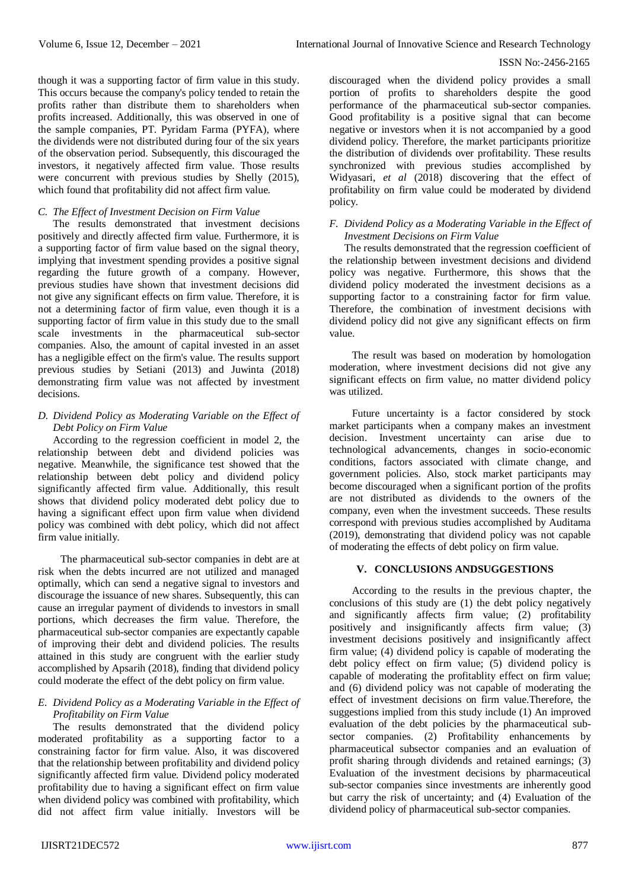though it was a supporting factor of firm value in this study. This occurs because the company's policy tended to retain the profits rather than distribute them to shareholders when profits increased. Additionally, this was observed in one of the sample companies, PT. Pyridam Farma (PYFA), where the dividends were not distributed during four of the six years of the observation period. Subsequently, this discouraged the investors, it negatively affected firm value. Those results were concurrent with previous studies by Shelly (2015), which found that profitability did not affect firm value.

### *C. The Effect of Investment Decision on Firm Value*

The results demonstrated that investment decisions positively and directly affected firm value. Furthermore, it is a supporting factor of firm value based on the signal theory, implying that investment spending provides a positive signal regarding the future growth of a company. However, previous studies have shown that investment decisions did not give any significant effects on firm value. Therefore, it is not a determining factor of firm value, even though it is a supporting factor of firm value in this study due to the small scale investments in the pharmaceutical sub-sector companies. Also, the amount of capital invested in an asset has a negligible effect on the firm's value. The results support previous studies by Setiani (2013) and Juwinta (2018) demonstrating firm value was not affected by investment decisions.

### *D. Dividend Policy as Moderating Variable on the Effect of Debt Policy on Firm Value*

According to the regression coefficient in model 2, the relationship between debt and dividend policies was negative. Meanwhile, the significance test showed that the relationship between debt policy and dividend policy significantly affected firm value. Additionally, this result shows that dividend policy moderated debt policy due to having a significant effect upon firm value when dividend policy was combined with debt policy, which did not affect firm value initially.

The pharmaceutical sub-sector companies in debt are at risk when the debts incurred are not utilized and managed optimally, which can send a negative signal to investors and discourage the issuance of new shares. Subsequently, this can cause an irregular payment of dividends to investors in small portions, which decreases the firm value. Therefore, the pharmaceutical sub-sector companies are expectantly capable of improving their debt and dividend policies. The results attained in this study are congruent with the earlier study accomplished by Apsarih (2018), finding that dividend policy could moderate the effect of the debt policy on firm value.

### *E. Dividend Policy as a Moderating Variable in the Effect of Profitability on Firm Value*

The results demonstrated that the dividend policy moderated profitability as a supporting factor to a constraining factor for firm value. Also, it was discovered that the relationship between profitability and dividend policy significantly affected firm value. Dividend policy moderated profitability due to having a significant effect on firm value when dividend policy was combined with profitability, which did not affect firm value initially. Investors will be discouraged when the dividend policy provides a small portion of profits to shareholders despite the good performance of the pharmaceutical sub-sector companies. Good profitability is a positive signal that can become negative or investors when it is not accompanied by a good dividend policy. Therefore, the market participants prioritize the distribution of dividends over profitability. These results synchronized with previous studies accomplished by Widyasari, *et al* (2018) discovering that the effect of profitability on firm value could be moderated by dividend policy.

### *F. Dividend Policy as a Moderating Variable in the Effect of Investment Decisions on Firm Value*

The results demonstrated that the regression coefficient of the relationship between investment decisions and dividend policy was negative. Furthermore, this shows that the dividend policy moderated the investment decisions as a supporting factor to a constraining factor for firm value. Therefore, the combination of investment decisions with dividend policy did not give any significant effects on firm value.

The result was based on moderation by homologation moderation, where investment decisions did not give any significant effects on firm value, no matter dividend policy was utilized.

Future uncertainty is a factor considered by stock market participants when a company makes an investment decision. Investment uncertainty can arise due to technological advancements, changes in socio-economic conditions, factors associated with climate change, and government policies. Also, stock market participants may become discouraged when a significant portion of the profits are not distributed as dividends to the owners of the company, even when the investment succeeds. These results correspond with previous studies accomplished by Auditama (2019), demonstrating that dividend policy was not capable of moderating the effects of debt policy on firm value.

## V. CONCLUSIONS ANDSUGGESTIONS

According to the results in the previous chapter, the conclusions of this study are (1) the debt policy negatively and significantly affects firm value; (2) profitability positively and insignificantly affects firm value; (3) investment decisions positively and insignificantly affect firm value; (4) dividend policy is capable of moderating the debt policy effect on firm value; (5) dividend policy is capable of moderating the profitablity effect on firm value; and (6) dividend policy was not capable of moderating the effect of investment decisions on firm value.Therefore, the suggestions implied from this study include (1) An improved evaluation of the debt policies by the pharmaceutical sub-sector companies. (2) Profitability enhancements by pharmaceutical subsector companies and an evaluation of profit sharing through dividends and retained earnings; (3) Evaluation of the investment decisions by pharmaceutical sub-sector companies since investments are inherently good but carry the risk of uncertainty; and (4) Evaluation of the dividend policy of pharmaceutical sub-sector companies.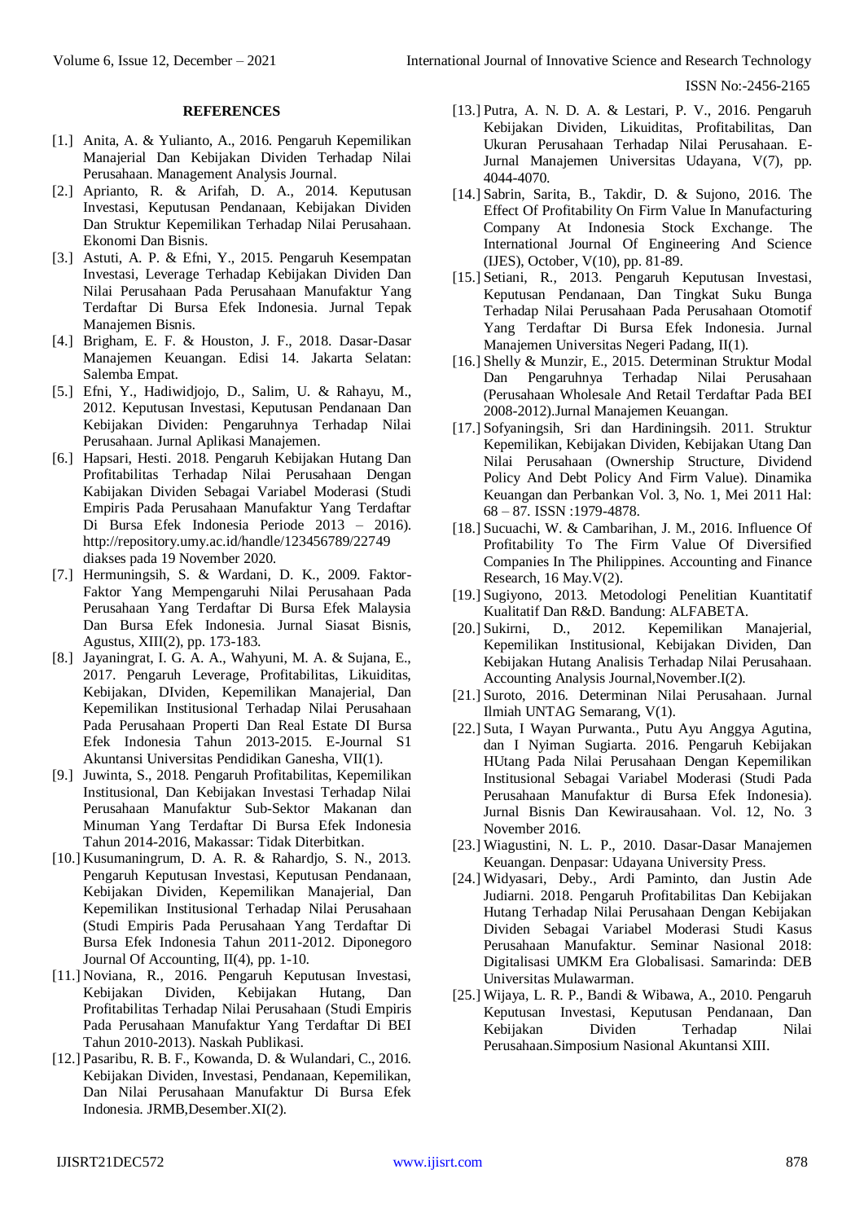## REFERENCES

[1.] Anita, A. & Yulianto, A., 2016. Pengaruh Kepemilikan Manajerial Dan Kebijakan Dividen Terhadap Nilai Perusahaan. Management Analysis Journal.

[2.] Aprianto, R. & Arifah, D. A., 2014. Keputusan Investasi, Keputusan Pendanaan, Kebijakan Dividen Dan Struktur Kepemilikan Terhadap Nilai Perusahaan. Ekonomi Dan Bisnis.

[3.] Astuti, A. P. & Efni, Y., 2015. Pengaruh Kesempatan Investasi, Leverage Terhadap Kebijakan Dividen Dan Nilai Perusahaan Pada Perusahaan Manufaktur Yang Terdaftar Di Bursa Efek Indonesia. Jurnal Tepak Manajemen Bisnis.

[4.] Brigham, E. F. & Houston, J. F., 2018. Dasar-Dasar Manajemen Keuangan. Edisi 14. Jakarta Selatan: Salemba Empat.

[5.] Efni, Y., Hadiwidjojo, D., Salim, U. & Rahayu, M., 2012. Keputusan Investasi, Keputusan Pendanaan Dan Kebijakan Dividen: Pengaruhnya Terhadap Nilai Perusahaan. Jurnal Aplikasi Manajemen.

[6.] Hapsari, Hesti. 2018. Pengaruh Kebijakan Hutang Dan Profitabilitas Terhadap Nilai Perusahaan Dengan Kabijakan Dividen Sebagai Variabel Moderasi (Studi Empiris Pada Perusahaan Manufaktur Yang Terdaftar Di Bursa Efek Indonesia Periode 2013 – 2016). http://repository.umy.ac.id/handle/123456789/22749 diakses pada 19 November 2020.

[7.] Hermuningsih, S. & Wardani, D. K., 2009. Faktor-Faktor Yang Mempengaruhi Nilai Perusahaan Pada Perusahaan Yang Terdaftar Di Bursa Efek Malaysia Dan Bursa Efek Indonesia. Jurnal Siasat Bisnis, Agustus, XIII(2), pp. 173-183.

[8.] Jayaningrat, I. G. A. A., Wahyuni, M. A. & Sujana, E., 2017. Pengaruh Leverage, Profitabilitas, Likuiditas, Kebijakan, DIviden, Kepemilikan Manajerial, Dan Kepemilikan Institusional Terhadap Nilai Perusahaan Pada Perusahaan Properti Dan Real Estate DI Bursa Efek Indonesia Tahun 2013-2015. E-Journal S1 Akuntansi Universitas Pendidikan Ganesha, VII(1).

[9.] Juwinta, S., 2018. Pengaruh Profitabilitas, Kepemilikan Institusional, Dan Kebijakan Investasi Terhadap Nilai Perusahaan Manufaktur Sub-Sektor Makanan dan Minuman Yang Terdaftar Di Bursa Efek Indonesia Tahun 2014-2016, Makassar: Tidak Diterbitkan.

[10.] Kusumaningrum, D. A. R. & Rahardjo, S. N., 2013. Pengaruh Keputusan Investasi, Keputusan Pendanaan, Kebijakan Dividen, Kepemilikan Manajerial, Dan Kepemilikan Institusional Terhadap Nilai Perusahaan (Studi Empiris Pada Perusahaan Yang Terdaftar Di Bursa Efek Indonesia Tahun 2011-2012. Diponegoro Journal Of Accounting, II(4), pp. 1-10.

[11.] Noviana, R., 2016. Pengaruh Keputusan Investasi, Kebijakan Dividen, Kebijakan Hutang, Dan Profitabilitas Terhadap Nilai Perusahaan (Studi Empiris Pada Perusahaan Manufaktur Yang Terdaftar Di BEI Tahun 2010-2013). Naskah Publikasi.

[12.] Pasaribu, R. B. F., Kowanda, D. & Wulandari, C., 2016. Kebijakan Dividen, Investasi, Pendanaan, Kepemilikan, Dan Nilai Perusahaan Manufaktur Di Bursa Efek Indonesia. JRMB,Desember.XI(2).

[13.] Putra, A. N. D. A. & Lestari, P. V., 2016. Pengaruh Kebijakan Dividen, Likuiditas, Profitabilitas, Dan Ukuran Perusahaan Terhadap Nilai Perusahaan. E-Jurnal Manajemen Universitas Udayana, V(7), pp. 4044-4070.

[14.] Sabrin, Sarita, B., Takdir, D. & Sujono, 2016. The Effect Of Profitability On Firm Value In Manufacturing Company At Indonesia Stock Exchange. The International Journal Of Engineering And Science (IJES), October, V(10), pp. 81-89.

[15.] Setiani, R., 2013. Pengaruh Keputusan Investasi, Keputusan Pendanaan, Dan Tingkat Suku Bunga Terhadap Nilai Perusahaan Pada Perusahaan Otomotif Yang Terdaftar Di Bursa Efek Indonesia. Jurnal Manajemen Universitas Negeri Padang, II(1).

[16.] Shelly & Munzir, E., 2015. Determinan Struktur Modal Dan Pengaruhnya Terhadap Nilai Perusahaan (Perusahaan Wholesale And Retail Terdaftar Pada BEI 2008-2012).Jurnal Manajemen Keuangan.

[17.] Sofyaningsih, Sri dan Hardiningsih. 2011. Struktur Kepemilikan, Kebijakan Dividen, Kebijakan Utang Dan Nilai Perusahaan (Ownership Structure, Dividend Policy And Debt Policy And Firm Value). Dinamika Keuangan dan Perbankan Vol. 3, No. 1, Mei 2011 Hal: 68 – 87. ISSN :1979-4878.

[18.] Sucuachi, W. & Cambarihan, J. M., 2016. Influence Of Profitability To The Firm Value Of Diversified Companies In The Philippines. Accounting and Finance Research, 16 May.V(2).

[19.] Sugiyono, 2013. Metodologi Penelitian Kuantitatif Kualitatif Dan R&D. Bandung: ALFABETA.

[20.] Sukirni, D., 2012. Kepemilikan Manajerial, Kepemilikan Institusional, Kebijakan Dividen, Dan Kebijakan Hutang Analisis Terhadap Nilai Perusahaan. Accounting Analysis Journal,November.I(2).

[21.] Suroto, 2016. Determinan Nilai Perusahaan. Jurnal Ilmiah UNTAG Semarang, V(1).

[22.] Suta, I Wayan Purwanta., Putu Ayu Anggya Agutina, dan I Nyiman Sugiarta. 2016. Pengaruh Kebijakan HUtang Pada Nilai Perusahaan Dengan Kepemilikan Institusional Sebagai Variabel Moderasi (Studi Pada Perusahaan Manufaktur di Bursa Efek Indonesia). Jurnal Bisnis Dan Kewirausahaan. Vol. 12, No. 3 November 2016.

[23.] Wiagustini, N. L. P., 2010. Dasar-Dasar Manajemen Keuangan. Denpasar: Udayana University Press.

[24.] Widyasari, Deby., Ardi Paminto, dan Justin Ade Judiarni. 2018. Pengaruh Profitabilitas Dan Kebijakan Hutang Terhadap Nilai Perusahaan Dengan Kebijakan Dividen Sebagai Variabel Moderasi Studi Kasus Perusahaan Manufaktur. Seminar Nasional 2018: Digitalisasi UMKM Era Globalisasi. Samarinda: DEB Universitas Mulawarman.

[25.] Wijaya, L. R. P., Bandi & Wibawa, A., 2010. Pengaruh Keputusan Investasi, Keputusan Pendanaan, Dan Kebijakan Dividen Terhadap Nilai Perusahaan.Simposium Nasional Akuntansi XIII.